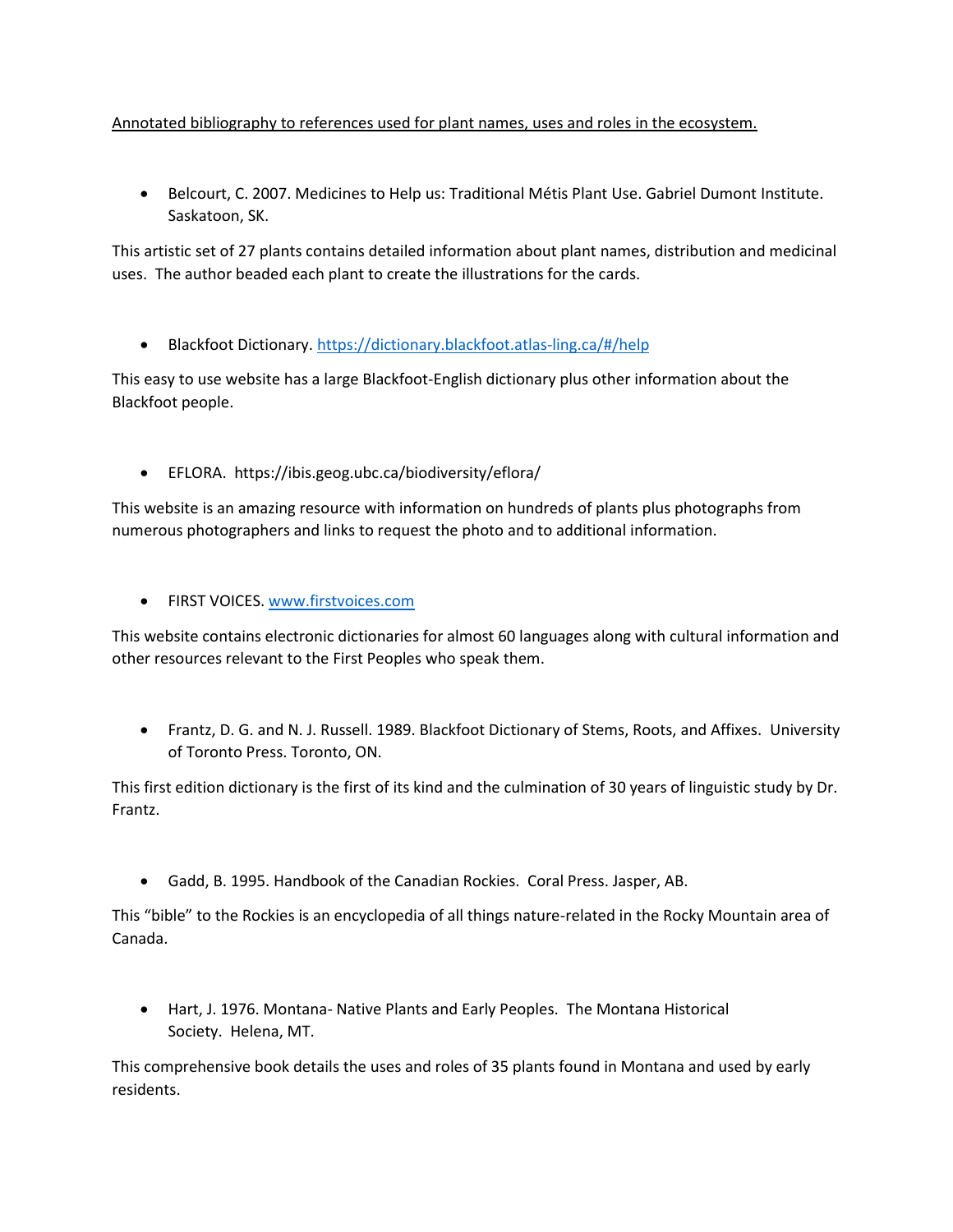<u>Annotated bibliography to references used for plant names, uses and roles in the ecosystem.</u>

- Belcourt, C. 2007. Medicines to Help us: Traditional Métis Plant Use. Gabriel Dumont Institute. Saskatoon, SK.

This artistic set of 27 plants contains detailed information about plant names, distribution and medicinal uses. The author beaded each plant to create the illustrations for the cards.

- Blackfoot Dictionary. [https://dictionary.blackfoot.atlas-ling.ca/#/help](https://dictionary.blackfoot.atlas-ling.ca/#/help)

This easy to use website has a large Blackfoot-English dictionary plus other information about the Blackfoot people.

- EFLORA. https://ibis.geog.ubc.ca/biodiversity/eflora/

This website is an amazing resource with information on hundreds of plants plus photographs from numerous photographers and links to request the photo and to additional information.

- FIRST VOICES. [www.firstvoices.com](www.firstvoices.com)

This website contains electronic dictionaries for almost 60 languages along with cultural information and other resources relevant to the First Peoples who speak them.

- Frantz, D. G. and N. J. Russell. 1989. Blackfoot Dictionary of Stems, Roots, and Affixes. University of Toronto Press. Toronto, ON.

This first edition dictionary is the first of its kind and the culmination of 30 years of linguistic study by Dr. Frantz.

- Gadd, B. 1995. Handbook of the Canadian Rockies. Coral Press. Jasper, AB.

This "bible" to the Rockies is an encyclopedia of all things nature-related in the Rocky Mountain area of Canada.

- Hart, J. 1976. Montana- Native Plants and Early Peoples. The Montana Historical Society. Helena, MT.

This comprehensive book details the uses and roles of 35 plants found in Montana and used by early residents.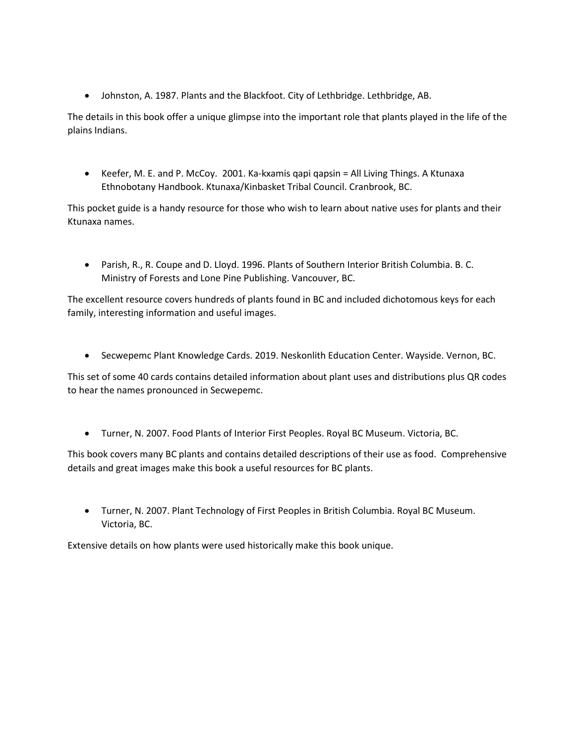- Johnston, A. 1987. Plants and the Blackfoot. City of Lethbridge. Lethbridge, AB.

The details in this book offer a unique glimpse into the important role that plants played in the life of the plains Indians.

- Keefer, M. E. and P. McCoy. 2001. Ka-kxamis qapi qapsin = All Living Things. A Ktunaxa Ethnobotany Handbook. Ktunaxa/Kinbasket Tribal Council. Cranbrook, BC.

This pocket guide is a handy resource for those who wish to learn about native uses for plants and their Ktunaxa names.

- Parish, R., R. Coupe and D. Lloyd. 1996. Plants of Southern Interior British Columbia. B. C. Ministry of Forests and Lone Pine Publishing. Vancouver, BC.

The excellent resource covers hundreds of plants found in BC and included dichotomous keys for each family, interesting information and useful images.

- Secwepemc Plant Knowledge Cards. 2019. Neskonlith Education Center. Wayside. Vernon, BC.

This set of some 40 cards contains detailed information about plant uses and distributions plus QR codes to hear the names pronounced in Secwepemc.

- Turner, N. 2007. Food Plants of Interior First Peoples. Royal BC Museum. Victoria, BC.

This book covers many BC plants and contains detailed descriptions of their use as food. Comprehensive details and great images make this book a useful resources for BC plants.

- Turner, N. 2007. Plant Technology of First Peoples in British Columbia. Royal BC Museum. Victoria, BC.

Extensive details on how plants were used historically make this book unique.